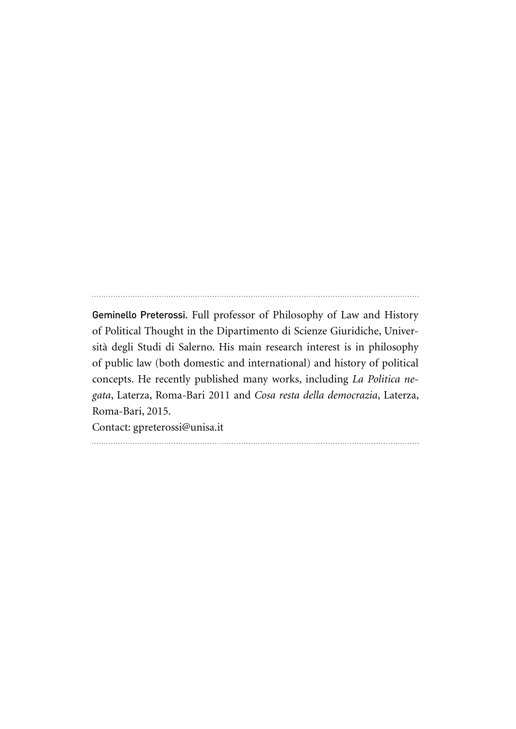**Geminello Preterossi.** Full professor of Philosophy of Law and History of Political Thought in the Dipartimento di Scienze Giuridiche, Università degli Studi di Salerno. His main research interest is in philosophy of public law (both domestic and international) and history of political concepts. He recently published many works, including *La Politica negata*, Laterza, Roma-Bari 2011 and *Cosa resta della democrazia*, Laterza, Roma-Bari, 2015.
Contact: gpreterossi@unisa.it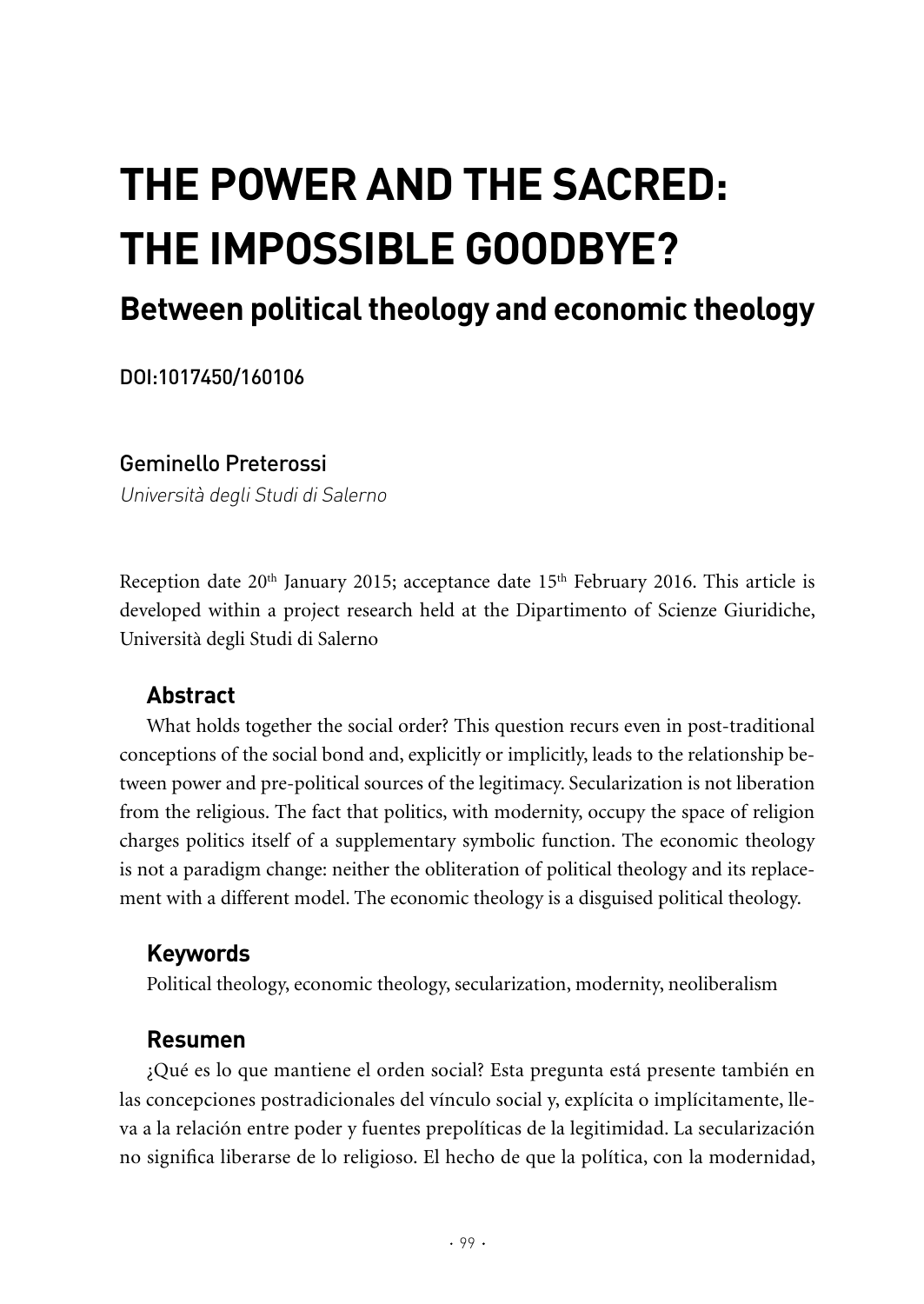# THE POWER AND THE SACRED: THE IMPOSSIBLE GOODBYE?

## Between political theology and economic theology

DOI:1017450/160106

Geminello Preterossi

*Università degli Studi di Salerno*

Reception date 20th January 2015; acceptance date 15th February 2016. This article is developed within a project research held at the Dipartimento of Scienze Giuridiche, Università degli Studi di Salerno

### Abstract

What holds together the social order? This question recurs even in post-traditional conceptions of the social bond and, explicitly or implicitly, leads to the relationship between power and pre-political sources of the legitimacy. Secularization is not liberation from the religious. The fact that politics, with modernity, occupy the space of religion charges politics itself of a supplementary symbolic function. The economic theology is not a paradigm change: neither the obliteration of political theology and its replacement with a different model. The economic theology is a disguised political theology.

### Keywords

Political theology, economic theology, secularization, modernity, neoliberalism

### Resumen

¿Qué es lo que mantiene el orden social? Esta pregunta está presente también en las concepciones postradicionales del vínculo social y, explícita o implícitamente, lleva a la relación entre poder y fuentes prepolíticas de la legitimidad. La secularización no significa liberarse de lo religioso. El hecho de que la política, con la modernidad,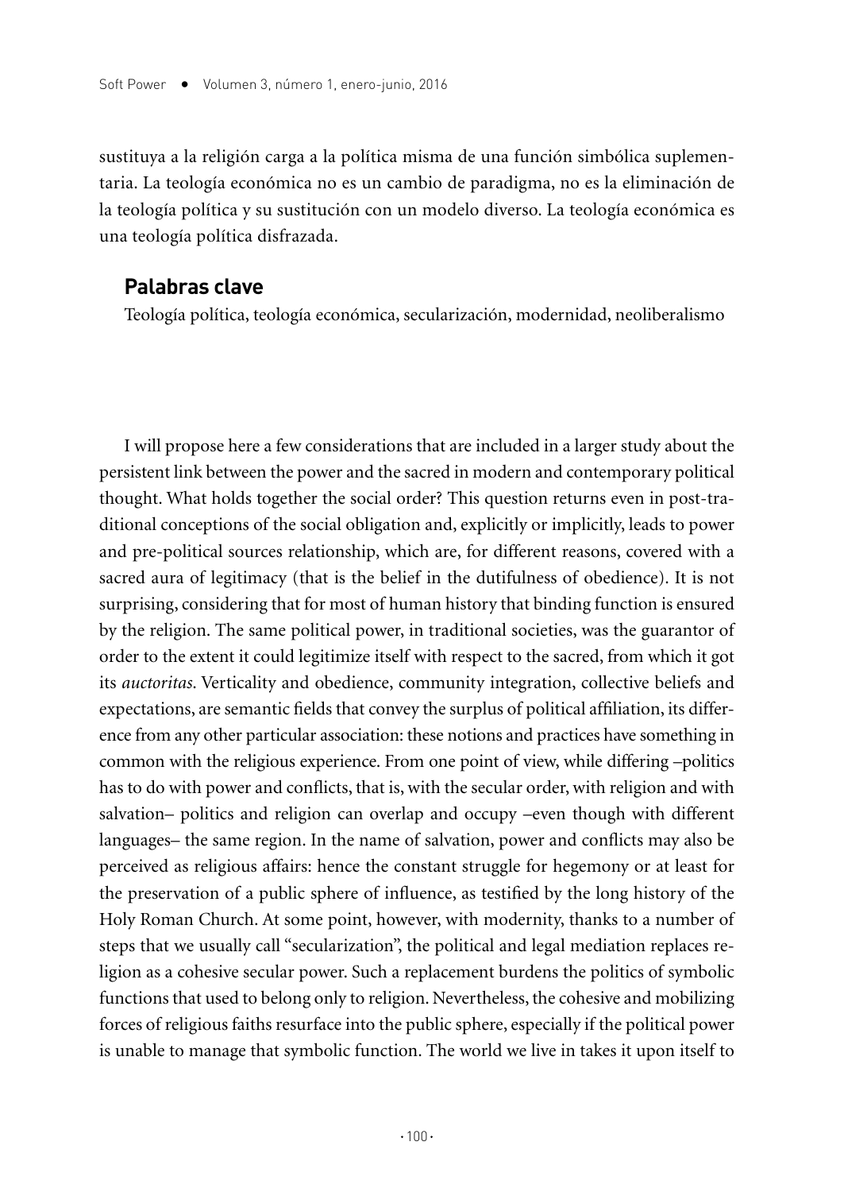sustituya a la religión carga a la política misma de una función simbólica suplementaria. La teología económica no es un cambio de paradigma, no es la eliminación de la teología política y su sustitución con un modelo diverso. La teología económica es una teología política disfrazada.

## Palabras clave

Teología política, teología económica, secularización, modernidad, neoliberalismo

I will propose here a few considerations that are included in a larger study about the persistent link between the power and the sacred in modern and contemporary political thought. What holds together the social order? This question returns even in post-traditional conceptions of the social obligation and, explicitly or implicitly, leads to power and pre-political sources relationship, which are, for different reasons, covered with a sacred aura of legitimacy (that is the belief in the dutifulness of obedience). It is not surprising, considering that for most of human history that binding function is ensured by the religion. The same political power, in traditional societies, was the guarantor of order to the extent it could legitimize itself with respect to the sacred, from which it got its *auctoritas*. Verticality and obedience, community integration, collective beliefs and expectations, are semantic fields that convey the surplus of political affiliation, its difference from any other particular association: these notions and practices have something in common with the religious experience. From one point of view, while differing –politics has to do with power and conflicts, that is, with the secular order, with religion and with salvation– politics and religion can overlap and occupy –even though with different languages– the same region. In the name of salvation, power and conflicts may also be perceived as religious affairs: hence the constant struggle for hegemony or at least for the preservation of a public sphere of influence, as testified by the long history of the Holy Roman Church. At some point, however, with modernity, thanks to a number of steps that we usually call "secularization", the political and legal mediation replaces religion as a cohesive secular power. Such a replacement burdens the politics of symbolic functions that used to belong only to religion. Nevertheless, the cohesive and mobilizing forces of religious faiths resurface into the public sphere, especially if the political power is unable to manage that symbolic function. The world we live in takes it upon itself to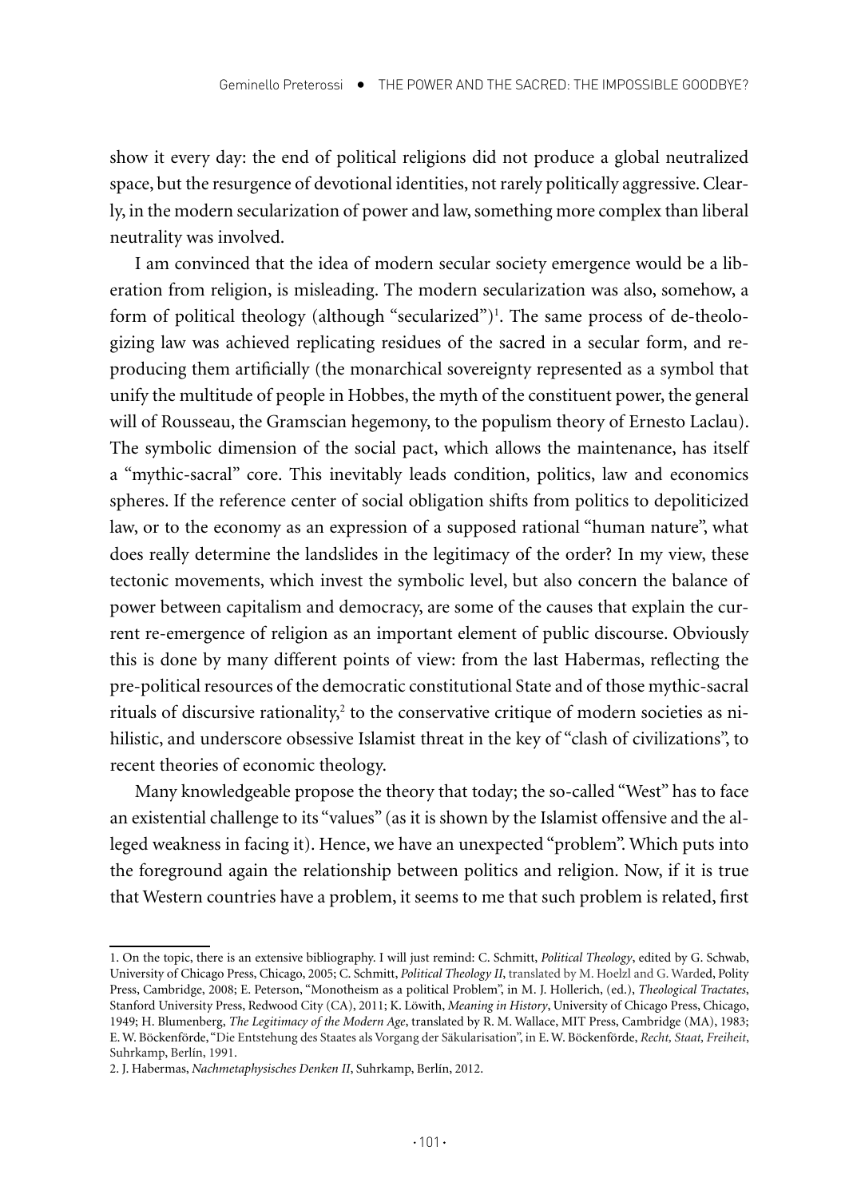show it every day: the end of political religions did not produce a global neutralized space, but the resurgence of devotional identities, not rarely politically aggressive. Clearly, in the modern secularization of power and law, something more complex than liberal neutrality was involved.

I am convinced that the idea of modern secular society emergence would be a liberation from religion, is misleading. The modern secularization was also, somehow, a form of political theology (although "secularized")[1]. The same process of de-theologizing law was achieved replicating residues of the sacred in a secular form, and reproducing them artificially (the monarchical sovereignty represented as a symbol that unify the multitude of people in Hobbes, the myth of the constituent power, the general will of Rousseau, the Gramscian hegemony, to the populism theory of Ernesto Laclau). The symbolic dimension of the social pact, which allows the maintenance, has itself a "mythic-sacral" core. This inevitably leads condition, politics, law and economics spheres. If the reference center of social obligation shifts from politics to depoliticized law, or to the economy as an expression of a supposed rational "human nature", what does really determine the landslides in the legitimacy of the order? In my view, these tectonic movements, which invest the symbolic level, but also concern the balance of power between capitalism and democracy, are some of the causes that explain the current re-emergence of religion as an important element of public discourse. Obviously this is done by many different points of view: from the last Habermas, reflecting the pre-political resources of the democratic constitutional State and of those mythic-sacral rituals of discursive rationality,[2] to the conservative critique of modern societies as nihilistic, and underscore obsessive Islamist threat in the key of "clash of civilizations", to recent theories of economic theology.

Many knowledgeable propose the theory that today; the so-called "West" has to face an existential challenge to its "values" (as it is shown by the Islamist offensive and the alleged weakness in facing it). Hence, we have an unexpected "problem". Which puts into the foreground again the relationship between politics and religion. Now, if it is true that Western countries have a problem, it seems to me that such problem is related, first

---

1. On the topic, there is an extensive bibliography. I will just remind: C. Schmitt, *Political Theology*, edited by G. Schwab, University of Chicago Press, Chicago, 2005; C. Schmitt, *Political Theology II*, translated by M. Hoelzl and G. Warded, Polity Press, Cambridge, 2008; E. Peterson, "Monotheism as a political Problem", in M. J. Hollerich, (ed.), *Theological Tractates*, Stanford University Press, Redwood City (CA), 2011; K. Löwith, *Meaning in History*, University of Chicago Press, Chicago, 1949; H. Blumenberg, *The Legitimacy of the Modern Age*, translated by R. M. Wallace, MIT Press, Cambridge (MA), 1983; E. W. Böckenförde, "Die Entstehung des Staates als Vorgang der Säkularisation", in E. W. Böckenförde, *Recht, Staat, Freiheit*, Suhrkamp, Berlín, 1991.

2. J. Habermas, *Nachmetaphysisches Denken II*, Suhrkamp, Berlín, 2012.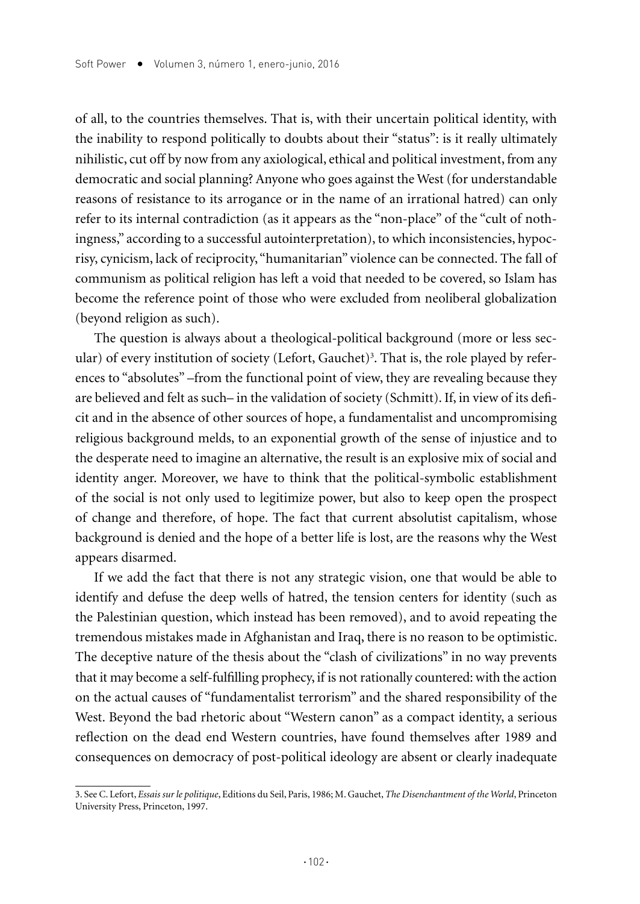of all, to the countries themselves. That is, with their uncertain political identity, with the inability to respond politically to doubts about their "status": is it really ultimately nihilistic, cut off by now from any axiological, ethical and political investment, from any democratic and social planning? Anyone who goes against the West (for understandable reasons of resistance to its arrogance or in the name of an irrational hatred) can only refer to its internal contradiction (as it appears as the "non-place" of the "cult of nothingness," according to a successful autointerpretation), to which inconsistencies, hypocrisy, cynicism, lack of reciprocity, "humanitarian" violence can be connected. The fall of communism as political religion has left a void that needed to be covered, so Islam has become the reference point of those who were excluded from neoliberal globalization (beyond religion as such).

The question is always about a theological-political background (more or less secular) of every institution of society (Lefort, Gauchet)[3]. That is, the role played by references to "absolutes" –from the functional point of view, they are revealing because they are believed and felt as such– in the validation of society (Schmitt). If, in view of its deficit and in the absence of other sources of hope, a fundamentalist and uncompromising religious background melds, to an exponential growth of the sense of injustice and to the desperate need to imagine an alternative, the result is an explosive mix of social and identity anger. Moreover, we have to think that the political-symbolic establishment of the social is not only used to legitimize power, but also to keep open the prospect of change and therefore, of hope. The fact that current absolutist capitalism, whose background is denied and the hope of a better life is lost, are the reasons why the West appears disarmed.

If we add the fact that there is not any strategic vision, one that would be able to identify and defuse the deep wells of hatred, the tension centers for identity (such as the Palestinian question, which instead has been removed), and to avoid repeating the tremendous mistakes made in Afghanistan and Iraq, there is no reason to be optimistic. The deceptive nature of the thesis about the "clash of civilizations" in no way prevents that it may become a self-fulfilling prophecy, if is not rationally countered: with the action on the actual causes of "fundamentalist terrorism" and the shared responsibility of the West. Beyond the bad rhetoric about "Western canon" as a compact identity, a serious reflection on the dead end Western countries, have found themselves after 1989 and consequences on democracy of post-political ideology are absent or clearly inadequate

3. See C. Lefort, *Essais sur le politique*, Editions du Seil, Paris, 1986; M. Gauchet, *The Disenchantment of the World*, Princeton University Press, Princeton, 1997.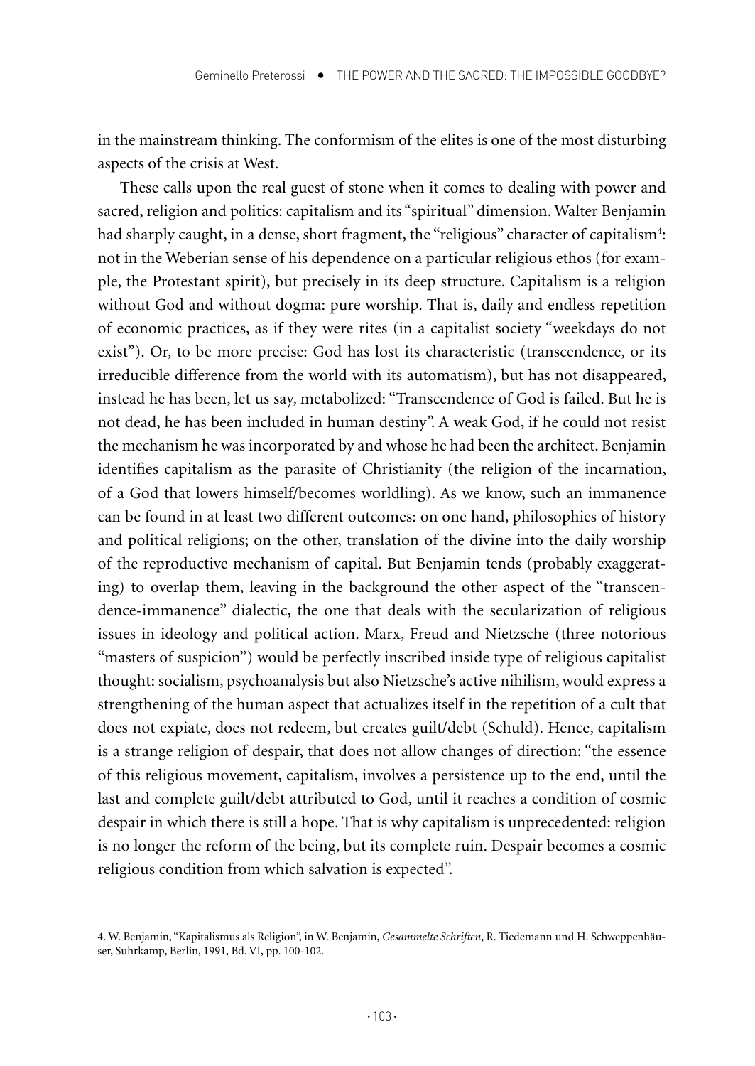in the mainstream thinking. The conformism of the elites is one of the most disturbing aspects of the crisis at West.

These calls upon the real guest of stone when it comes to dealing with power and sacred, religion and politics: capitalism and its "spiritual" dimension. Walter Benjamin had sharply caught, in a dense, short fragment, the "religious" character of capitalism[4]: not in the Weberian sense of his dependence on a particular religious ethos (for example, the Protestant spirit), but precisely in its deep structure. Capitalism is a religion without God and without dogma: pure worship. That is, daily and endless repetition of economic practices, as if they were rites (in a capitalist society "weekdays do not exist"). Or, to be more precise: God has lost its characteristic (transcendence, or its irreducible difference from the world with its automatism), but has not disappeared, instead he has been, let us say, metabolized: "Transcendence of God is failed. But he is not dead, he has been included in human destiny". A weak God, if he could not resist the mechanism he was incorporated by and whose he had been the architect. Benjamin identifies capitalism as the parasite of Christianity (the religion of the incarnation, of a God that lowers himself/becomes worldling). As we know, such an immanence can be found in at least two different outcomes: on one hand, philosophies of history and political religions; on the other, translation of the divine into the daily worship of the reproductive mechanism of capital. But Benjamin tends (probably exaggerating) to overlap them, leaving in the background the other aspect of the "transcendence-immanence" dialectic, the one that deals with the secularization of religious issues in ideology and political action. Marx, Freud and Nietzsche (three notorious "masters of suspicion") would be perfectly inscribed inside type of religious capitalist thought: socialism, psychoanalysis but also Nietzsche's active nihilism, would express a strengthening of the human aspect that actualizes itself in the repetition of a cult that does not expiate, does not redeem, but creates guilt/debt (Schuld). Hence, capitalism is a strange religion of despair, that does not allow changes of direction: "the essence of this religious movement, capitalism, involves a persistence up to the end, until the last and complete guilt/debt attributed to God, until it reaches a condition of cosmic despair in which there is still a hope. That is why capitalism is unprecedented: religion is no longer the reform of the being, but its complete ruin. Despair becomes a cosmic religious condition from which salvation is expected".

---

4. W. Benjamin, "Kapitalismus als Religion", in W. Benjamin, *Gesammelte Schriften*, R. Tiedemann und H. Schweppenhäuser, Suhrkamp, Berlín, 1991, Bd. VI, pp. 100-102.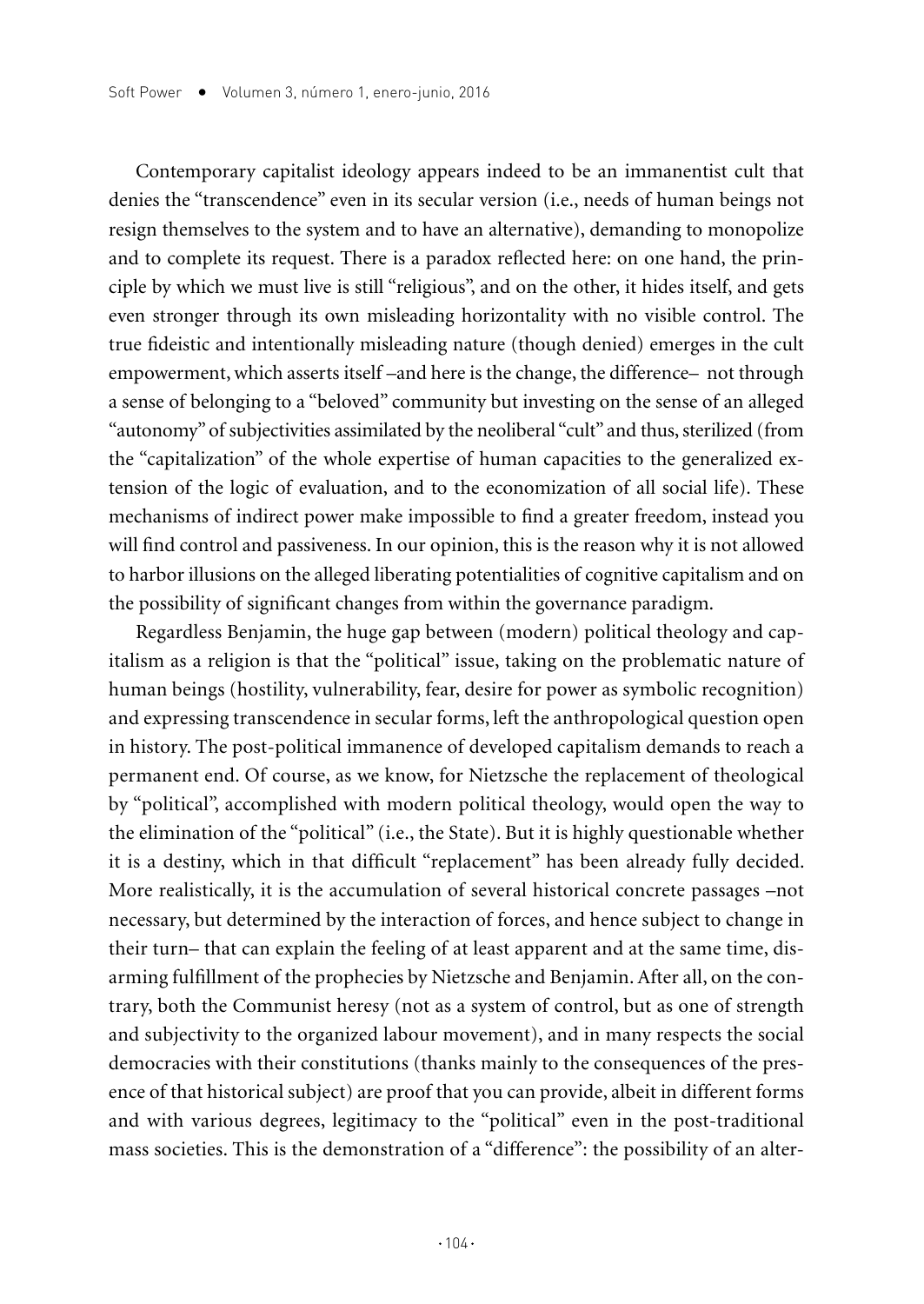Contemporary capitalist ideology appears indeed to be an immanentist cult that denies the "transcendence" even in its secular version (i.e., needs of human beings not resign themselves to the system and to have an alternative), demanding to monopolize and to complete its request. There is a paradox reflected here: on one hand, the principle by which we must live is still "religious", and on the other, it hides itself, and gets even stronger through its own misleading horizontality with no visible control. The true fideistic and intentionally misleading nature (though denied) emerges in the cult empowerment, which asserts itself –and here is the change, the difference– not through a sense of belonging to a "beloved" community but investing on the sense of an alleged "autonomy" of subjectivities assimilated by the neoliberal "cult" and thus, sterilized (from the "capitalization" of the whole expertise of human capacities to the generalized extension of the logic of evaluation, and to the economization of all social life). These mechanisms of indirect power make impossible to find a greater freedom, instead you will find control and passiveness. In our opinion, this is the reason why it is not allowed to harbor illusions on the alleged liberating potentialities of cognitive capitalism and on the possibility of significant changes from within the governance paradigm.

Regardless Benjamin, the huge gap between (modern) political theology and capitalism as a religion is that the "political" issue, taking on the problematic nature of human beings (hostility, vulnerability, fear, desire for power as symbolic recognition) and expressing transcendence in secular forms, left the anthropological question open in history. The post-political immanence of developed capitalism demands to reach a permanent end. Of course, as we know, for Nietzsche the replacement of theological by "political", accomplished with modern political theology, would open the way to the elimination of the "political" (i.e., the State). But it is highly questionable whether it is a destiny, which in that difficult "replacement" has been already fully decided. More realistically, it is the accumulation of several historical concrete passages –not necessary, but determined by the interaction of forces, and hence subject to change in their turn– that can explain the feeling of at least apparent and at the same time, disarming fulfillment of the prophecies by Nietzsche and Benjamin. After all, on the contrary, both the Communist heresy (not as a system of control, but as one of strength and subjectivity to the organized labour movement), and in many respects the social democracies with their constitutions (thanks mainly to the consequences of the presence of that historical subject) are proof that you can provide, albeit in different forms and with various degrees, legitimacy to the "political" even in the post-traditional mass societies. This is the demonstration of a "difference": the possibility of an alter-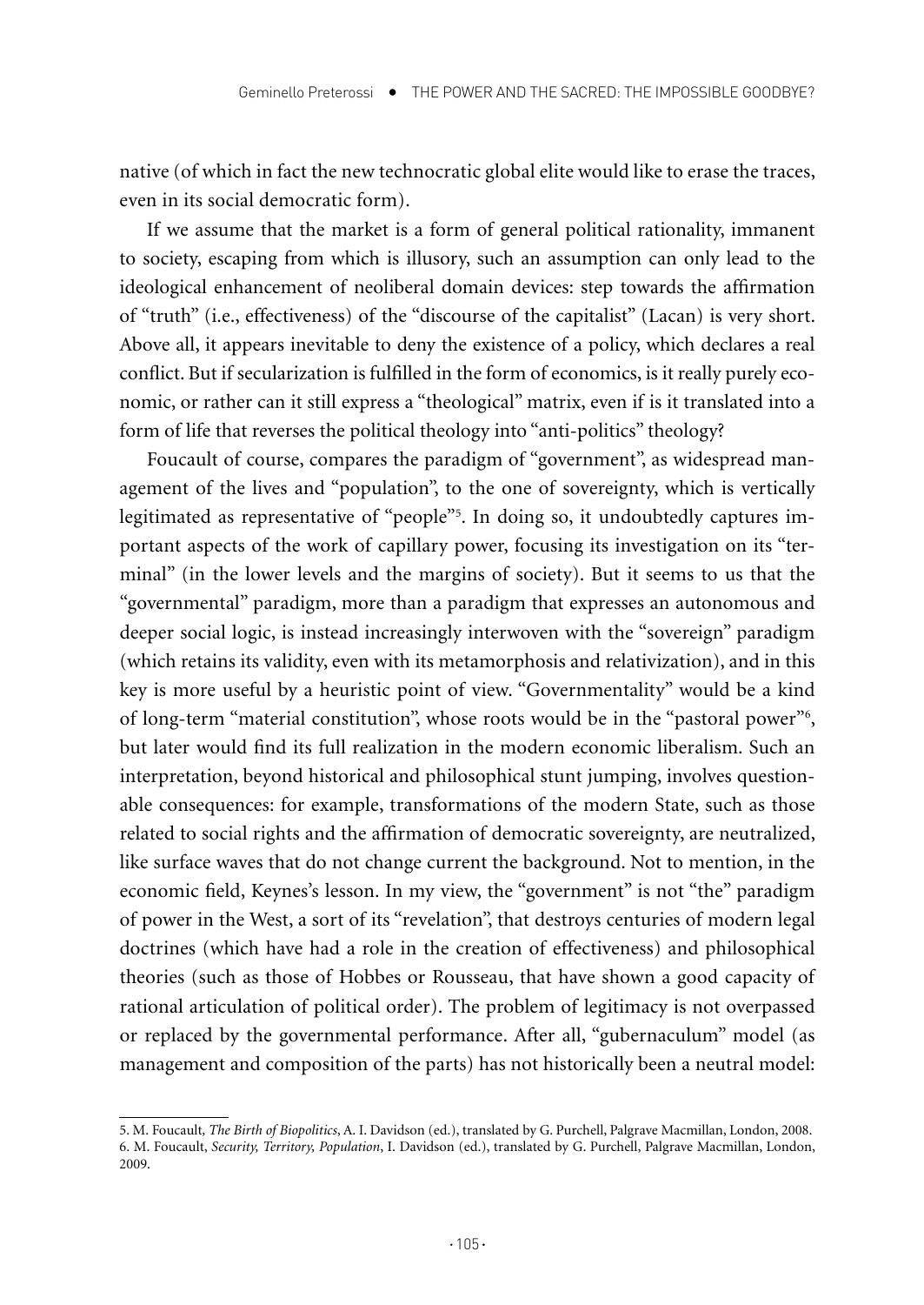native (of which in fact the new technocratic global elite would like to erase the traces, even in its social democratic form).

If we assume that the market is a form of general political rationality, immanent to society, escaping from which is illusory, such an assumption can only lead to the ideological enhancement of neoliberal domain devices: step towards the affirmation of "truth" (i.e., effectiveness) of the "discourse of the capitalist" (Lacan) is very short. Above all, it appears inevitable to deny the existence of a policy, which declares a real conflict. But if secularization is fulfilled in the form of economics, is it really purely economic, or rather can it still express a "theological" matrix, even if is it translated into a form of life that reverses the political theology into "anti-politics" theology?

Foucault of course, compares the paradigm of "government", as widespread management of the lives and "population", to the one of sovereignty, which is vertically legitimated as representative of "people"[5]. In doing so, it undoubtedly captures important aspects of the work of capillary power, focusing its investigation on its "terminal" (in the lower levels and the margins of society). But it seems to us that the "governmental" paradigm, more than a paradigm that expresses an autonomous and deeper social logic, is instead increasingly interwoven with the "sovereign" paradigm (which retains its validity, even with its metamorphosis and relativization), and in this key is more useful by a heuristic point of view. "Governmentality" would be a kind of long-term "material constitution", whose roots would be in the "pastoral power"[6], but later would find its full realization in the modern economic liberalism. Such an interpretation, beyond historical and philosophical stunt jumping, involves questionable consequences: for example, transformations of the modern State, such as those related to social rights and the affirmation of democratic sovereignty, are neutralized, like surface waves that do not change current the background. Not to mention, in the economic field, Keynes's lesson. In my view, the "government" is not "the" paradigm of power in the West, a sort of its "revelation", that destroys centuries of modern legal doctrines (which have had a role in the creation of effectiveness) and philosophical theories (such as those of Hobbes or Rousseau, that have shown a good capacity of rational articulation of political order). The problem of legitimacy is not overpassed or replaced by the governmental performance. After all, "gubernaculum" model (as management and composition of the parts) has not historically been a neutral model:

5. M. Foucault, *The Birth of Biopolitics*, A. I. Davidson (ed.), translated by G. Purchell, Palgrave Macmillan, London, 2008.
6. M. Foucault, *Security, Territory, Population*, I. Davidson (ed.), translated by G. Purchell, Palgrave Macmillan, London, 2009.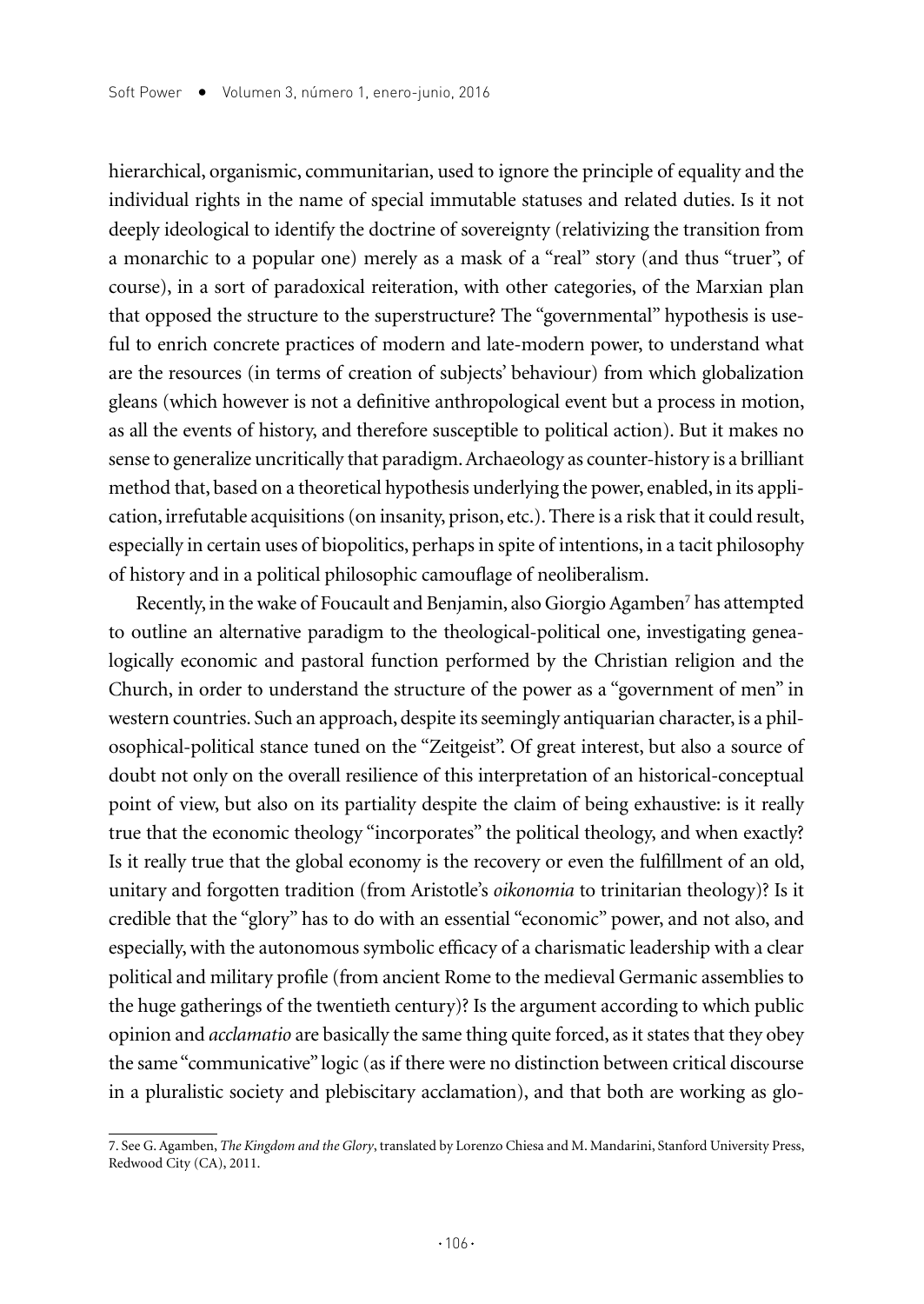hierarchical, organismic, communitarian, used to ignore the principle of equality and the individual rights in the name of special immutable statuses and related duties. Is it not deeply ideological to identify the doctrine of sovereignty (relativizing the transition from a monarchic to a popular one) merely as a mask of a "real" story (and thus "truer", of course), in a sort of paradoxical reiteration, with other categories, of the Marxian plan that opposed the structure to the superstructure? The "governmental" hypothesis is useful to enrich concrete practices of modern and late-modern power, to understand what are the resources (in terms of creation of subjects' behaviour) from which globalization gleans (which however is not a definitive anthropological event but a process in motion, as all the events of history, and therefore susceptible to political action). But it makes no sense to generalize uncritically that paradigm. Archaeology as counter-history is a brilliant method that, based on a theoretical hypothesis underlying the power, enabled, in its application, irrefutable acquisitions (on insanity, prison, etc.). There is a risk that it could result, especially in certain uses of biopolitics, perhaps in spite of intentions, in a tacit philosophy of history and in a political philosophic camouflage of neoliberalism.

Recently, in the wake of Foucault and Benjamin, also Giorgio Agamben[7] has attempted to outline an alternative paradigm to the theological-political one, investigating genealogically economic and pastoral function performed by the Christian religion and the Church, in order to understand the structure of the power as a "government of men" in western countries. Such an approach, despite its seemingly antiquarian character, is a philosophical-political stance tuned on the "Zeitgeist". Of great interest, but also a source of doubt not only on the overall resilience of this interpretation of an historical-conceptual point of view, but also on its partiality despite the claim of being exhaustive: is it really true that the economic theology "incorporates" the political theology, and when exactly? Is it really true that the global economy is the recovery or even the fulfillment of an old, unitary and forgotten tradition (from Aristotle's *oikonomia* to trinitarian theology)? Is it credible that the "glory" has to do with an essential "economic" power, and not also, and especially, with the autonomous symbolic efficacy of a charismatic leadership with a clear political and military profile (from ancient Rome to the medieval Germanic assemblies to the huge gatherings of the twentieth century)? Is the argument according to which public opinion and *acclamatio* are basically the same thing quite forced, as it states that they obey the same "communicative" logic (as if there were no distinction between critical discourse in a pluralistic society and plebiscitary acclamation), and that both are working as glo-

---

7. See G. Agamben, *The Kingdom and the Glory*, translated by Lorenzo Chiesa and M. Mandarini, Stanford University Press, Redwood City (CA), 2011.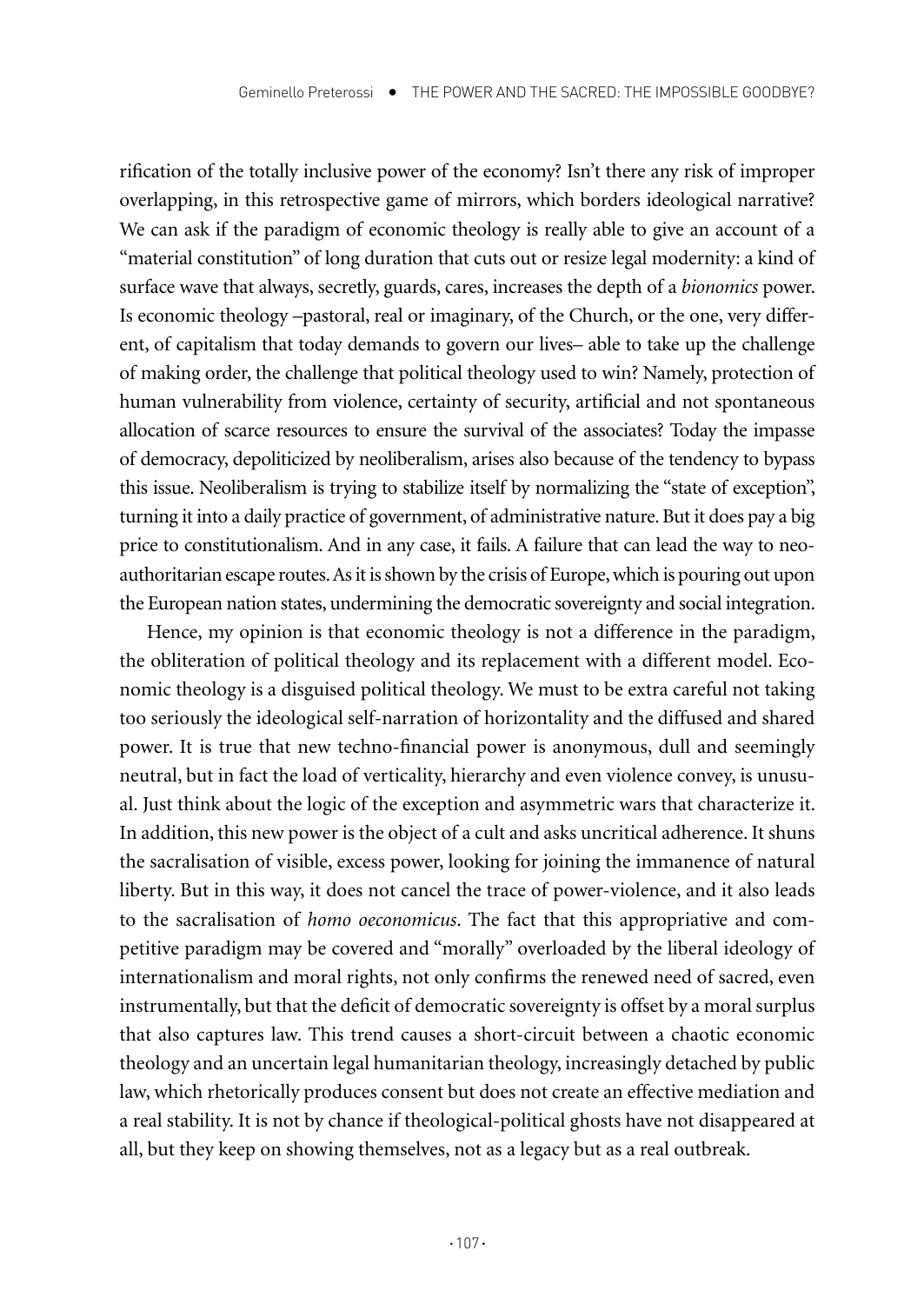rification of the totally inclusive power of the economy? Isn't there any risk of improper overlapping, in this retrospective game of mirrors, which borders ideological narrative? We can ask if the paradigm of economic theology is really able to give an account of a "material constitution" of long duration that cuts out or resize legal modernity: a kind of surface wave that always, secretly, guards, cares, increases the depth of a *bionomics* power. Is economic theology –pastoral, real or imaginary, of the Church, or the one, very different, of capitalism that today demands to govern our lives– able to take up the challenge of making order, the challenge that political theology used to win? Namely, protection of human vulnerability from violence, certainty of security, artificial and not spontaneous allocation of scarce resources to ensure the survival of the associates? Today the impasse of democracy, depoliticized by neoliberalism, arises also because of the tendency to bypass this issue. Neoliberalism is trying to stabilize itself by normalizing the "state of exception", turning it into a daily practice of government, of administrative nature. But it does pay a big price to constitutionalism. And in any case, it fails. A failure that can lead the way to neo-authoritarian escape routes. As it is shown by the crisis of Europe, which is pouring out upon the European nation states, undermining the democratic sovereignty and social integration.

Hence, my opinion is that economic theology is not a difference in the paradigm, the obliteration of political theology and its replacement with a different model. Economic theology is a disguised political theology. We must to be extra careful not taking too seriously the ideological self-narration of horizontality and the diffused and shared power. It is true that new techno-financial power is anonymous, dull and seemingly neutral, but in fact the load of verticality, hierarchy and even violence convey, is unusual. Just think about the logic of the exception and asymmetric wars that characterize it. In addition, this new power is the object of a cult and asks uncritical adherence. It shuns the sacralisation of visible, excess power, looking for joining the immanence of natural liberty. But in this way, it does not cancel the trace of power-violence, and it also leads to the sacralisation of *homo oeconomicus*. The fact that this appropriative and competitive paradigm may be covered and "morally" overloaded by the liberal ideology of internationalism and moral rights, not only confirms the renewed need of sacred, even instrumentally, but that the deficit of democratic sovereignty is offset by a moral surplus that also captures law. This trend causes a short-circuit between a chaotic economic theology and an uncertain legal humanitarian theology, increasingly detached by public law, which rhetorically produces consent but does not create an effective mediation and a real stability. It is not by chance if theological-political ghosts have not disappeared at all, but they keep on showing themselves, not as a legacy but as a real outbreak.